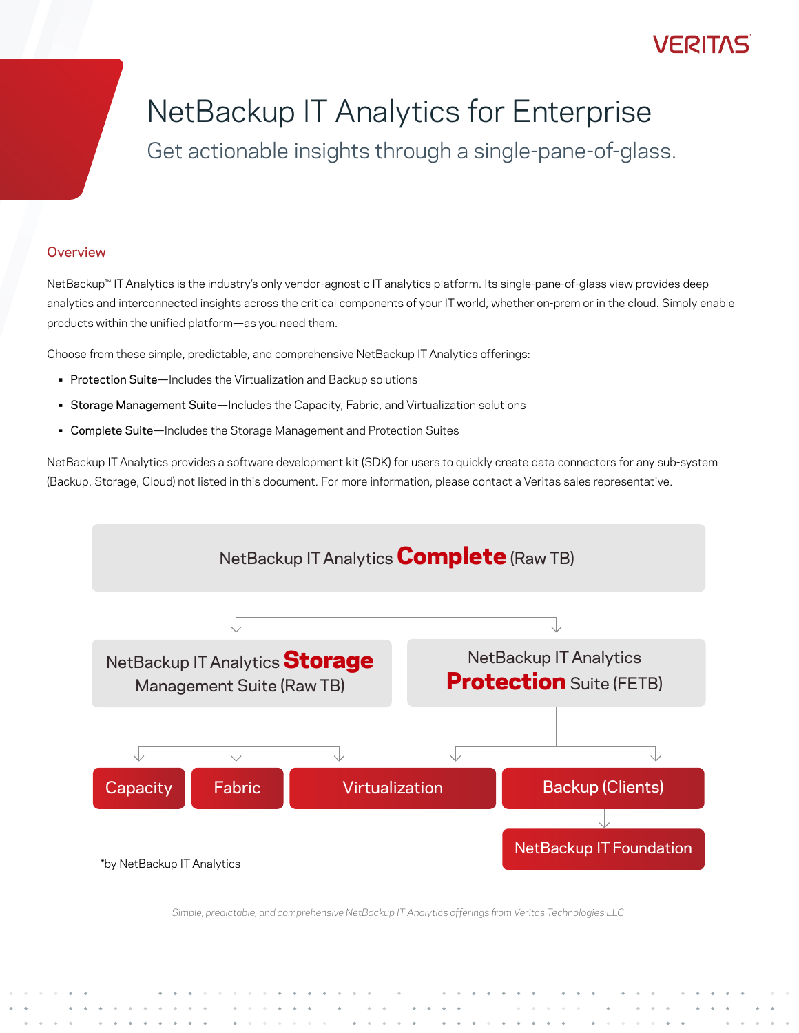VERITAS

# NetBackup IT Analytics for Enterprise

## Get actionable insights through a single-pane-of-glass.

### Overview

NetBackup™ IT Analytics is the industry's only vendor-agnostic IT analytics platform. Its single-pane-of-glass view provides deep analytics and interconnected insights across the critical components of your IT world, whether on-prem or in the cloud. Simply enable products within the unified platform—as you need them.

Choose from these simple, predictable, and comprehensive NetBackup IT Analytics offerings:

- Protection Suite—Includes the Virtualization and Backup solutions
- Storage Management Suite—Includes the Capacity, Fabric, and Virtualization solutions
- Complete Suite—Includes the Storage Management and Protection Suites

NetBackup IT Analytics provides a software development kit (SDK) for users to quickly create data connectors for any sub-system (Backup, Storage, Cloud) not listed in this document. For more information, please contact a Veritas sales representative.

NetBackup IT Analytics **Complete** (Raw TB)

- NetBackup IT Analytics **Storage** Management Suite (Raw TB)
  - Capacity
  - Fabric
  - Virtualization
- NetBackup IT Analytics **Protection** Suite (FETB)
  - Virtualization
  - Backup (Clients)
    - NetBackup IT Foundation

*by NetBackup IT Analytics

*Simple, predictable, and comprehensive NetBackup IT Analytics offerings from Veritas Technologies LLC.*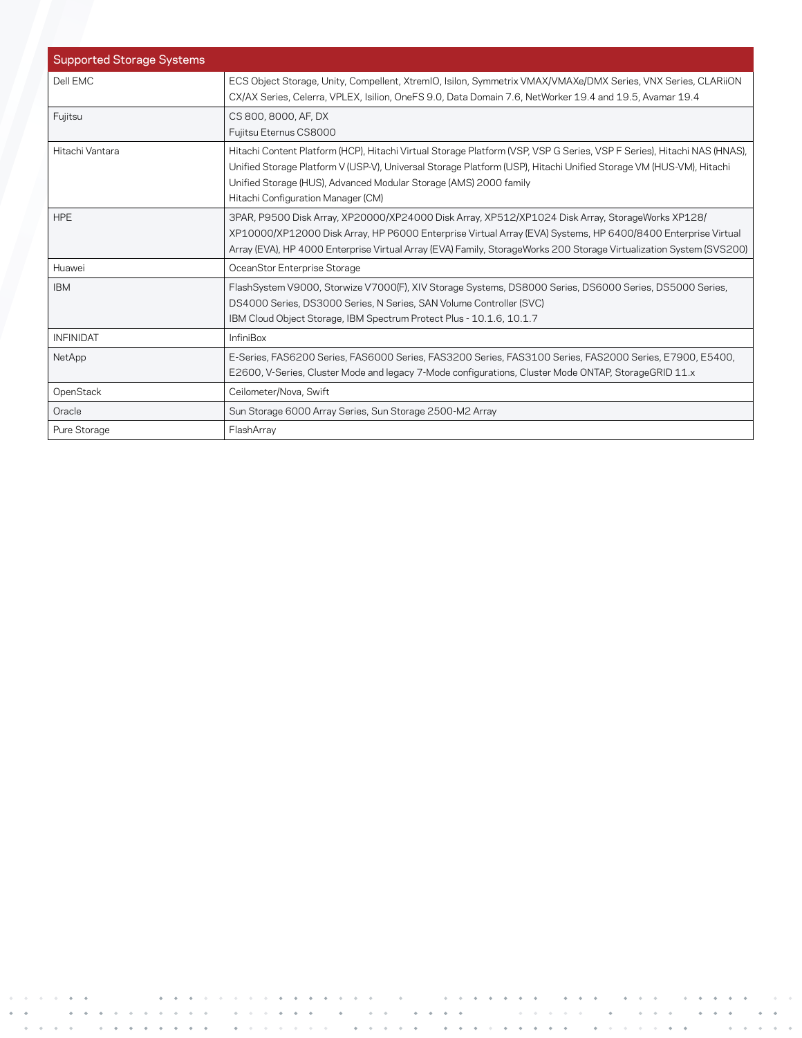| Supported Storage Systems | |
| --- | --- |
| Dell EMC | ECS Object Storage, Unity, Compellent, XtremIO, Isilon, Symmetrix VMAX/VMAXe/DMX Series, VNX Series, CLARiiON CX/AX Series, Celerra, VPLEX, Isilon, OneFS 9.0, Data Domain 7.6, NetWorker 19.4 and 19.5, Avamar 19.4 |
| Fujitsu | CS 800, 8000, AF, DX<br>Fujitsu Eternus CS8000 |
| Hitachi Vantara | Hitachi Content Platform (HCP), Hitachi Virtual Storage Platform (VSP, VSP G Series, VSP F Series), Hitachi NAS (HNAS), Unified Storage Platform V (USP-V), Universal Storage Platform (USP), Hitachi Unified Storage VM (HUS-VM), Hitachi Unified Storage (HUS), Advanced Modular Storage (AMS) 2000 family<br>Hitachi Configuration Manager (CM) |
| HPE | 3PAR, P9500 Disk Array, XP20000/XP24000 Disk Array, XP512/XP1024 Disk Array, StorageWorks XP128/ XP10000/XP12000 Disk Array, HP P6000 Enterprise Virtual Array (EVA) Systems, HP 6400/8400 Enterprise Virtual Array (EVA), HP 4000 Enterprise Virtual Array (EVA) Family, StorageWorks 200 Storage Virtualization System (SVS200) |
| Huawei | OceanStor Enterprise Storage |
| IBM | FlashSystem V9000, Storwize V7000(F), XIV Storage Systems, DS8000 Series, DS6000 Series, DS5000 Series, DS4000 Series, DS3000 Series, N Series, SAN Volume Controller (SVC)<br>IBM Cloud Object Storage, IBM Spectrum Protect Plus - 10.1.6, 10.1.7 |
| INFINIDAT | InfiniBox |
| NetApp | E-Series, FAS6200 Series, FAS6000 Series, FAS3200 Series, FAS3100 Series, FAS2000 Series, E7900, E5400, E2600, V-Series, Cluster Mode and legacy 7-Mode configurations, Cluster Mode ONTAP, StorageGRID 11.x |
| OpenStack | Ceilometer/Nova, Swift |
| Oracle | Sun Storage 6000 Array Series, Sun Storage 2500-M2 Array |
| Pure Storage | FlashArray |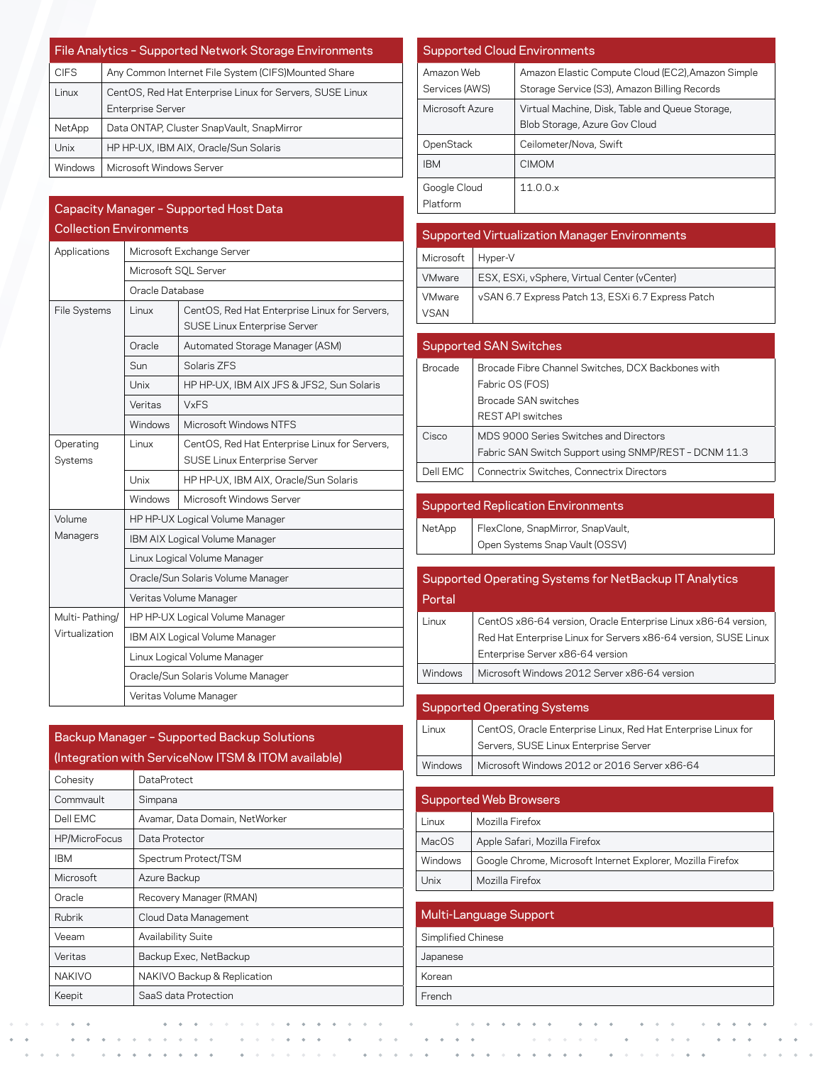## File Analytics – Supported Network Storage Environments

| | |
|---|---|
| CIFS | Any Common Internet File System (CIFS)Mounted Share |
| Linux | CentOS, Red Hat Enterprise Linux for Servers, SUSE Linux Enterprise Server |
| NetApp | Data ONTAP, Cluster SnapVault, SnapMirror |
| Unix | HP HP-UX, IBM AIX, Oracle/Sun Solaris |
| Windows | Microsoft Windows Server |

## Capacity Manager – Supported Host Data Collection Environments

| | | |
|---|---|---|
| Applications | Microsoft Exchange Server | |
| | Microsoft SQL Server | |
| | Oracle Database | |
| File Systems | Linux | CentOS, Red Hat Enterprise Linux for Servers, SUSE Linux Enterprise Server |
| | Oracle | Automated Storage Manager (ASM) |
| | Sun | Solaris ZFS |
| | Unix | HP HP-UX, IBM AIX JFS & JFS2, Sun Solaris |
| | Veritas | VxFS |
| | Windows | Microsoft Windows NTFS |
| Operating Systems | Linux | CentOS, Red Hat Enterprise Linux for Servers, SUSE Linux Enterprise Server |
| | Unix | HP HP-UX, IBM AIX, Oracle/Sun Solaris |
| | Windows | Microsoft Windows Server |
| Volume Managers | HP HP-UX Logical Volume Manager | |
| | IBM AIX Logical Volume Manager | |
| | Linux Logical Volume Manager | |
| | Oracle/Sun Solaris Volume Manager | |
| | Veritas Volume Manager | |
| Multi- Pathing/ Virtualization | HP HP-UX Logical Volume Manager | |
| | IBM AIX Logical Volume Manager | |
| | Linux Logical Volume Manager | |
| | Oracle/Sun Solaris Volume Manager | |
| | Veritas Volume Manager | |

## Backup Manager – Supported Backup Solutions (Integration with ServiceNow ITSM & ITOM available)

| | |
|---|---|
| Cohesity | DataProtect |
| Commvault | Simpana |
| Dell EMC | Avamar, Data Domain, NetWorker |
| HP/MicroFocus | Data Protector |
| IBM | Spectrum Protect/TSM |
| Microsoft | Azure Backup |
| Oracle | Recovery Manager (RMAN) |
| Rubrik | Cloud Data Management |
| Veeam | Availability Suite |
| Veritas | Backup Exec, NetBackup |
| NAKIVO | NAKIVO Backup & Replication |
| Keepit | SaaS data Protection |

## Supported Cloud Environments

| | |
|---|---|
| Amazon Web Services (AWS) | Amazon Elastic Compute Cloud (EC2),Amazon Simple Storage Service (S3), Amazon Billing Records |
| Microsoft Azure | Virtual Machine, Disk, Table and Queue Storage, Blob Storage, Azure Gov Cloud |
| OpenStack | Ceilometer/Nova, Swift |
| IBM | CIMOM |
| Google Cloud Platform | 11.0.0.x |

## Supported Virtualization Manager Environments

| | |
|---|---|
| Microsoft | Hyper-V |
| VMware | ESX, ESXi, vSphere, Virtual Center (vCenter) |
| VMware VSAN | vSAN 6.7 Express Patch 13, ESXi 6.7 Express Patch |

## Supported SAN Switches

| | |
|---|---|
| Brocade | Brocade Fibre Channel Switches, DCX Backbones with Fabric OS (FOS)<br>Brocade SAN switches<br>REST API switches |
| Cisco | MDS 9000 Series Switches and Directors<br>Fabric SAN Switch Support using SNMP/REST – DCNM 11.3 |
| Dell EMC | Connectrix Switches, Connectrix Directors |

## Supported Replication Environments

| | |
|---|---|
| NetApp | FlexClone, SnapMirror, SnapVault, Open Systems Snap Vault (OSSV) |

## Supported Operating Systems for NetBackup IT Analytics Portal

| | |
|---|---|
| Linux | CentOS x86-64 version, Oracle Enterprise Linux x86-64 version, Red Hat Enterprise Linux for Servers x86-64 version, SUSE Linux Enterprise Server x86-64 version |
| Windows | Microsoft Windows 2012 Server x86-64 version |

## Supported Operating Systems

| | |
|---|---|
| Linux | CentOS, Oracle Enterprise Linux, Red Hat Enterprise Linux for Servers, SUSE Linux Enterprise Server |
| Windows | Microsoft Windows 2012 or 2016 Server x86-64 |

## Supported Web Browsers

| | |
|---|---|
| Linux | Mozilla Firefox |
| MacOS | Apple Safari, Mozilla Firefox |
| Windows | Google Chrome, Microsoft Internet Explorer, Mozilla Firefox |
| Unix | Mozilla Firefox |

## Multi-Language Support

| |
|---|
| Simplified Chinese |
| Japanese |
| Korean |
| French |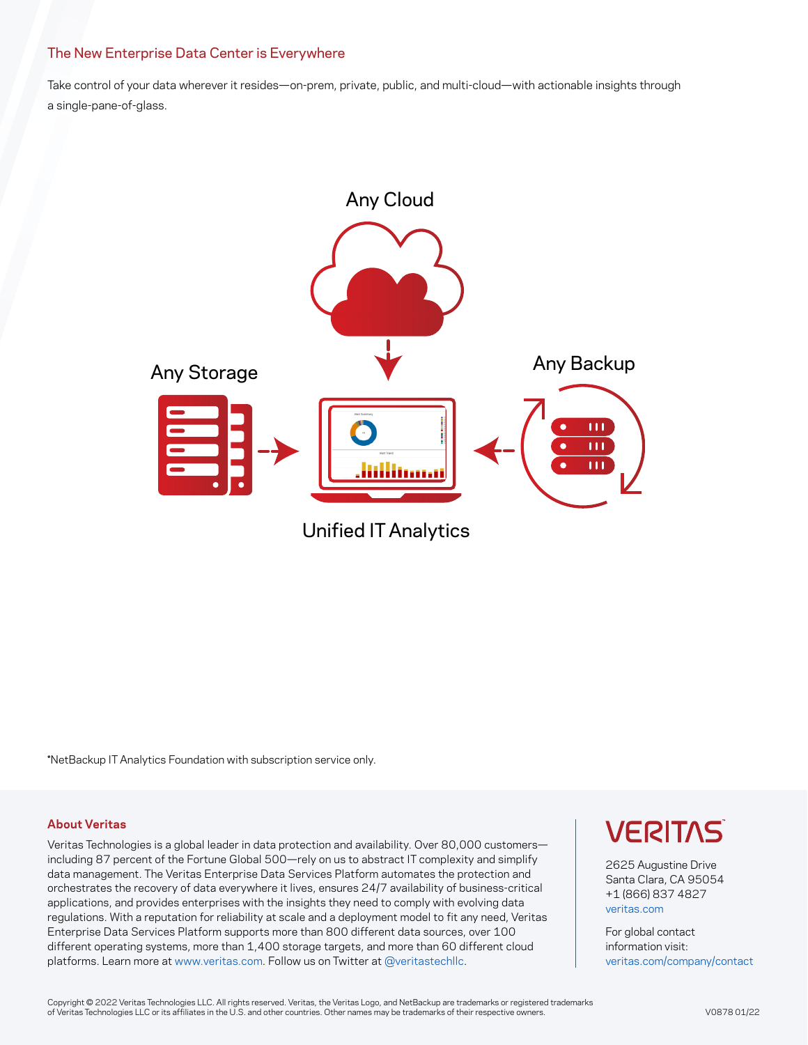## The New Enterprise Data Center is Everywhere

Take control of your data wherever it resides—on-prem, private, public, and multi-cloud—with actionable insights through a single-pane-of-glass.

Any Cloud

Any Storage

Any Backup

Unified IT Analytics

*NetBackup IT Analytics Foundation with subscription service only.

**About Veritas**

Veritas Technologies is a global leader in data protection and availability. Over 80,000 customers—including 87 percent of the Fortune Global 500—rely on us to abstract IT complexity and simplify data management. The Veritas Enterprise Data Services Platform automates the protection and orchestrates the recovery of data everywhere it lives, ensures 24/7 availability of business-critical applications, and provides enterprises with the insights they need to comply with evolving data regulations. With a reputation for reliability at scale and a deployment model to fit any need, Veritas Enterprise Data Services Platform supports more than 800 different data sources, over 100 different operating systems, more than 1,400 storage targets, and more than 60 different cloud platforms. Learn more at www.veritas.com. Follow us on Twitter at @veritastechllc.

VERITAS

2625 Augustine Drive
Santa Clara, CA 95054
+1 (866) 837 4827
veritas.com

For global contact information visit:
veritas.com/company/contact

Copyright © 2022 Veritas Technologies LLC. All rights reserved. Veritas, the Veritas Logo, and NetBackup are trademarks or registered trademarks of Veritas Technologies LLC or its affiliates in the U.S. and other countries. Other names may be trademarks of their respective owners.

V0878 01/22